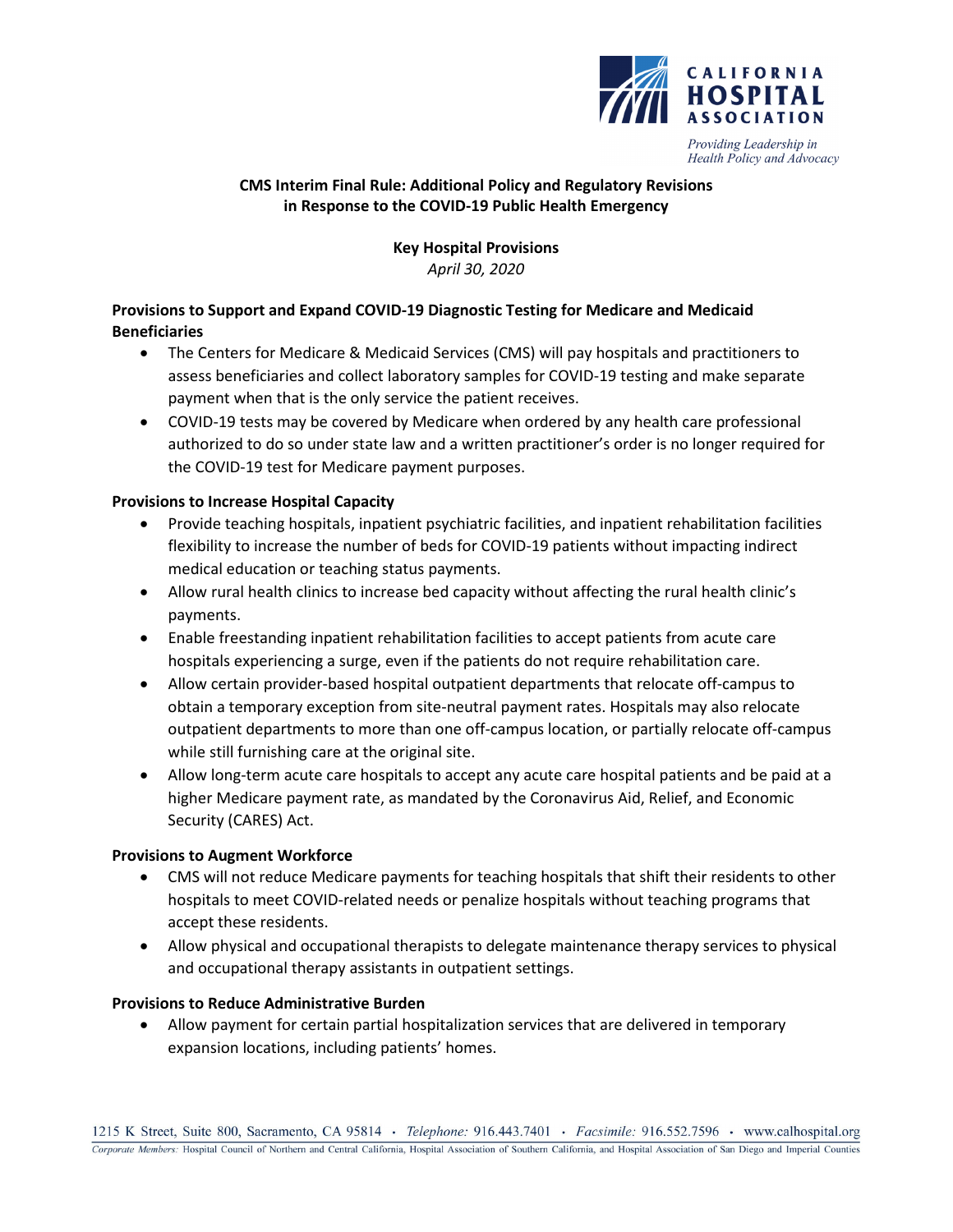CALIFORNIA HOSPITAL ASSOCIATION

*Providing Leadership in Health Policy and Advocacy*

## CMS Interim Final Rule: Additional Policy and Regulatory Revisions in Response to the COVID-19 Public Health Emergency

**Key Hospital Provisions**

*April 30, 2020*

### Provisions to Support and Expand COVID-19 Diagnostic Testing for Medicare and Medicaid Beneficiaries

- The Centers for Medicare & Medicaid Services (CMS) will pay hospitals and practitioners to assess beneficiaries and collect laboratory samples for COVID-19 testing and make separate payment when that is the only service the patient receives.
- COVID-19 tests may be covered by Medicare when ordered by any health care professional authorized to do so under state law and a written practitioner's order is no longer required for the COVID-19 test for Medicare payment purposes.

### Provisions to Increase Hospital Capacity

- Provide teaching hospitals, inpatient psychiatric facilities, and inpatient rehabilitation facilities flexibility to increase the number of beds for COVID-19 patients without impacting indirect medical education or teaching status payments.
- Allow rural health clinics to increase bed capacity without affecting the rural health clinic's payments.
- Enable freestanding inpatient rehabilitation facilities to accept patients from acute care hospitals experiencing a surge, even if the patients do not require rehabilitation care.
- Allow certain provider-based hospital outpatient departments that relocate off-campus to obtain a temporary exception from site-neutral payment rates. Hospitals may also relocate outpatient departments to more than one off-campus location, or partially relocate off-campus while still furnishing care at the original site.
- Allow long-term acute care hospitals to accept any acute care hospital patients and be paid at a higher Medicare payment rate, as mandated by the Coronavirus Aid, Relief, and Economic Security (CARES) Act.

### Provisions to Augment Workforce

- CMS will not reduce Medicare payments for teaching hospitals that shift their residents to other hospitals to meet COVID-related needs or penalize hospitals without teaching programs that accept these residents.
- Allow physical and occupational therapists to delegate maintenance therapy services to physical and occupational therapy assistants in outpatient settings.

### Provisions to Reduce Administrative Burden

- Allow payment for certain partial hospitalization services that are delivered in temporary expansion locations, including patients' homes.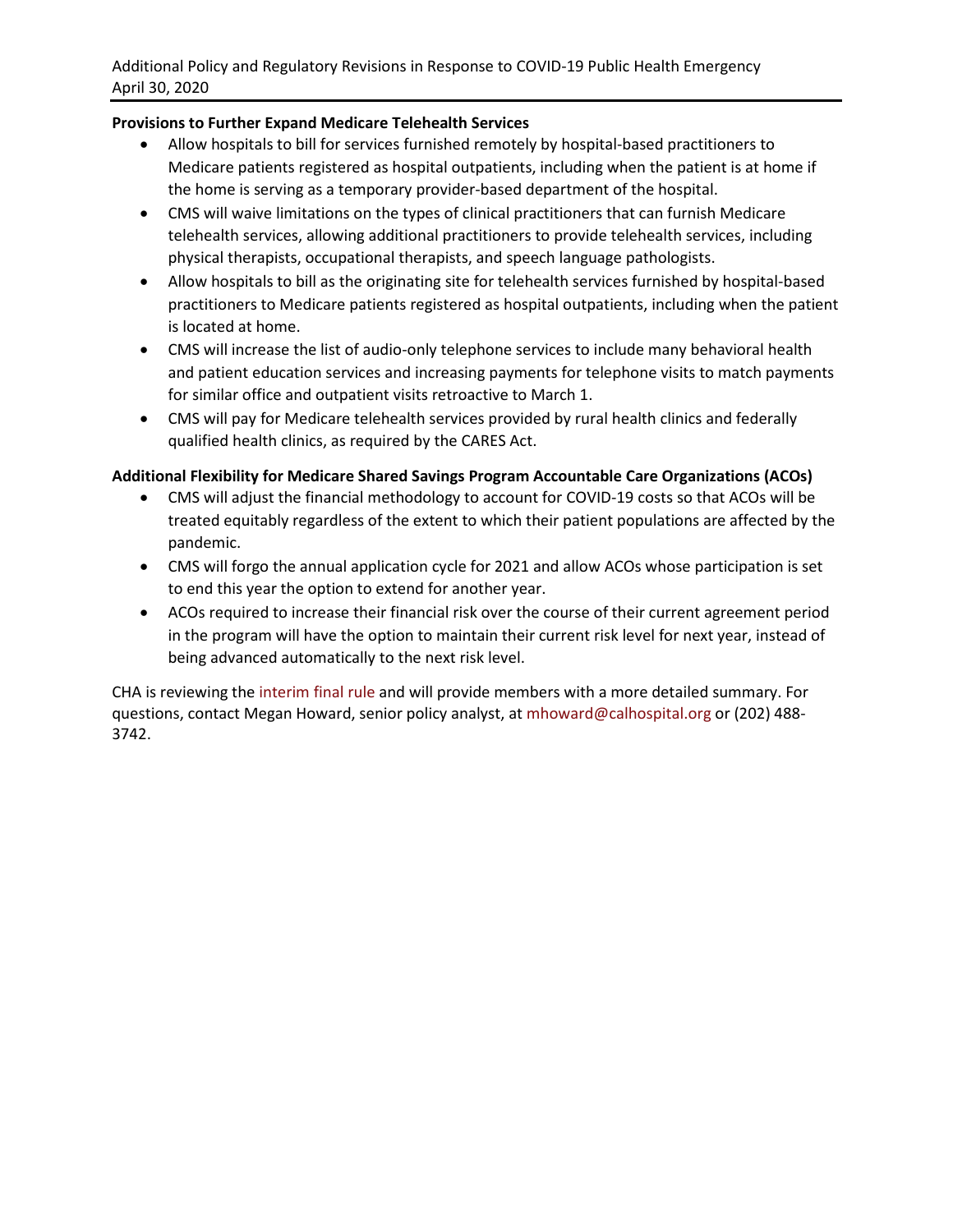**Provisions to Further Expand Medicare Telehealth Services**

- Allow hospitals to bill for services furnished remotely by hospital-based practitioners to Medicare patients registered as hospital outpatients, including when the patient is at home if the home is serving as a temporary provider-based department of the hospital.
- CMS will waive limitations on the types of clinical practitioners that can furnish Medicare telehealth services, allowing additional practitioners to provide telehealth services, including physical therapists, occupational therapists, and speech language pathologists.
- Allow hospitals to bill as the originating site for telehealth services furnished by hospital-based practitioners to Medicare patients registered as hospital outpatients, including when the patient is located at home.
- CMS will increase the list of audio-only telephone services to include many behavioral health and patient education services and increasing payments for telephone visits to match payments for similar office and outpatient visits retroactive to March 1.
- CMS will pay for Medicare telehealth services provided by rural health clinics and federally qualified health clinics, as required by the CARES Act.

**Additional Flexibility for Medicare Shared Savings Program Accountable Care Organizations (ACOs)**

- CMS will adjust the financial methodology to account for COVID-19 costs so that ACOs will be treated equitably regardless of the extent to which their patient populations are affected by the pandemic.
- CMS will forgo the annual application cycle for 2021 and allow ACOs whose participation is set to end this year the option to extend for another year.
- ACOs required to increase their financial risk over the course of their current agreement period in the program will have the option to maintain their current risk level for next year, instead of being advanced automatically to the next risk level.

CHA is reviewing the interim final rule and will provide members with a more detailed summary. For questions, contact Megan Howard, senior policy analyst, at mhoward@calhospital.org or (202) 488-3742.